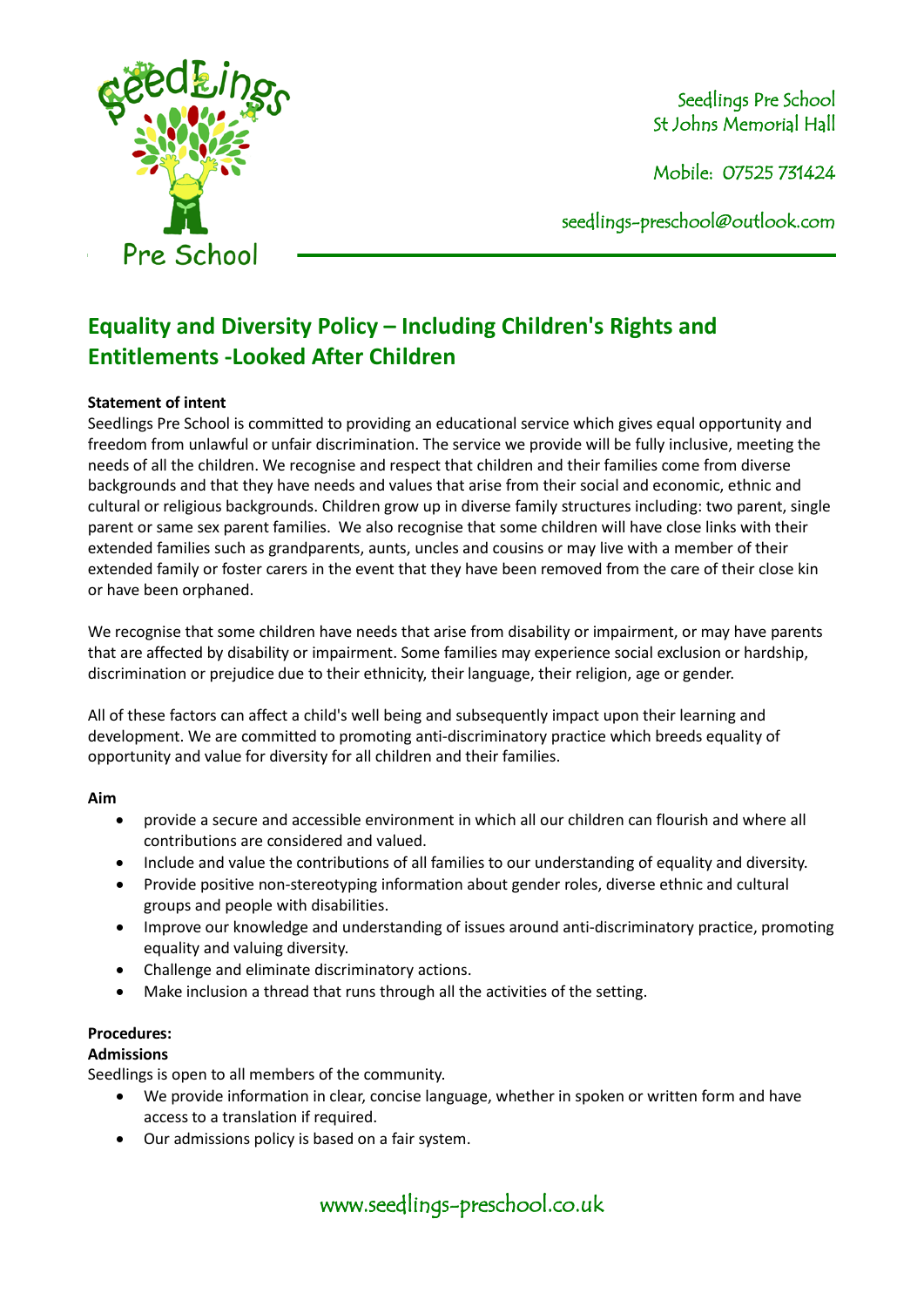Seedlings Pre School
St Johns Memorial Hall

Mobile: 07525 731424

seedlings-preschool@outlook.com

# Equality and Diversity Policy – Including Children's Rights and Entitlements -Looked After Children

**Statement of intent**

Seedlings Pre School is committed to providing an educational service which gives equal opportunity and freedom from unlawful or unfair discrimination. The service we provide will be fully inclusive, meeting the needs of all the children. We recognise and respect that children and their families come from diverse backgrounds and that they have needs and values that arise from their social and economic, ethnic and cultural or religious backgrounds. Children grow up in diverse family structures including: two parent, single parent or same sex parent families. We also recognise that some children will have close links with their extended families such as grandparents, aunts, uncles and cousins or may live with a member of their extended family or foster carers in the event that they have been removed from the care of their close kin or have been orphaned.

We recognise that some children have needs that arise from disability or impairment, or may have parents that are affected by disability or impairment. Some families may experience social exclusion or hardship, discrimination or prejudice due to their ethnicity, their language, their religion, age or gender.

All of these factors can affect a child's well being and subsequently impact upon their learning and development. We are committed to promoting anti-discriminatory practice which breeds equality of opportunity and value for diversity for all children and their families.

**Aim**

- provide a secure and accessible environment in which all our children can flourish and where all contributions are considered and valued.
- Include and value the contributions of all families to our understanding of equality and diversity.
- Provide positive non-stereotyping information about gender roles, diverse ethnic and cultural groups and people with disabilities.
- Improve our knowledge and understanding of issues around anti-discriminatory practice, promoting equality and valuing diversity.
- Challenge and eliminate discriminatory actions.
- Make inclusion a thread that runs through all the activities of the setting.

**Procedures:**

**Admissions**

Seedlings is open to all members of the community.

- We provide information in clear, concise language, whether in spoken or written form and have access to a translation if required.
- Our admissions policy is based on a fair system.

www.seedlings-preschool.co.uk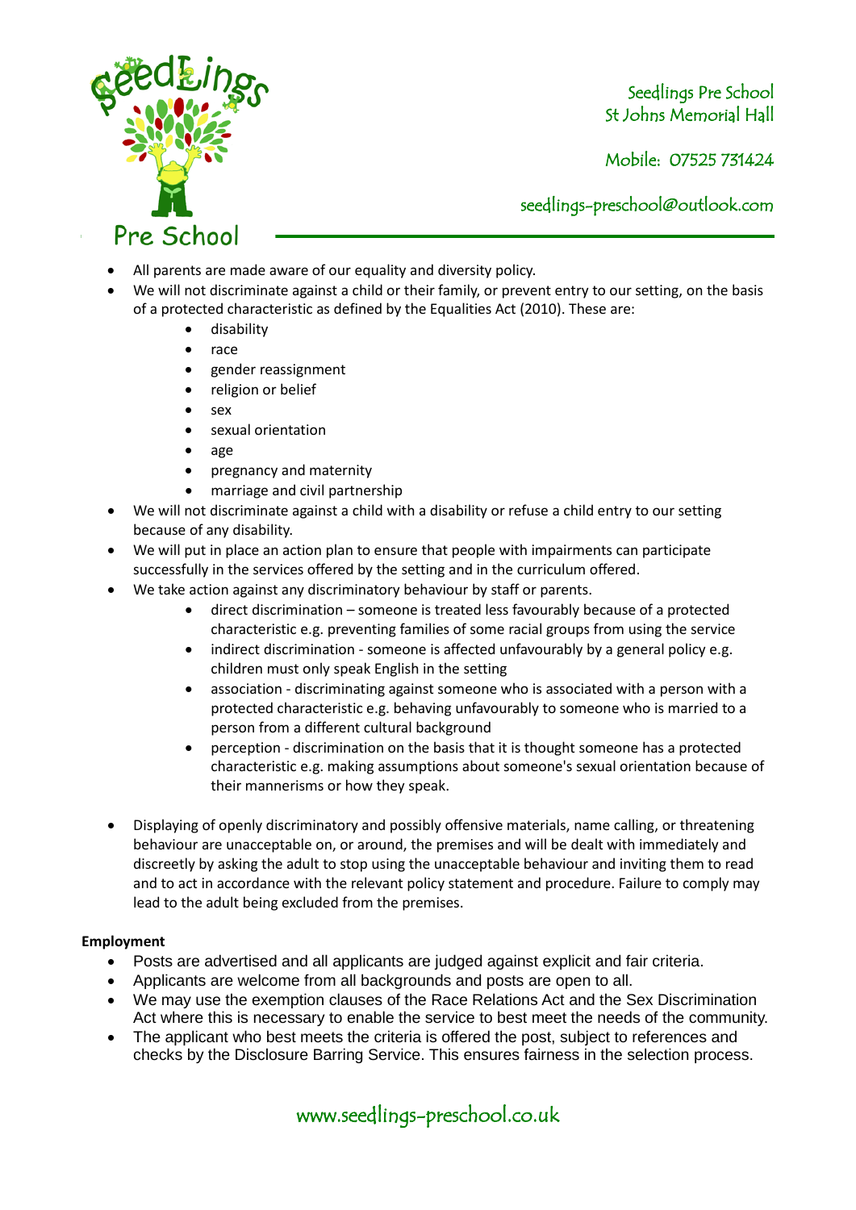- All parents are made aware of our equality and diversity policy.
- We will not discriminate against a child or their family, or prevent entry to our setting, on the basis of a protected characteristic as defined by the Equalities Act (2010). These are:
  - disability
  - race
  - gender reassignment
  - religion or belief
  - sex
  - sexual orientation
  - age
  - pregnancy and maternity
  - marriage and civil partnership
- We will not discriminate against a child with a disability or refuse a child entry to our setting because of any disability.
- We will put in place an action plan to ensure that people with impairments can participate successfully in the services offered by the setting and in the curriculum offered.
- We take action against any discriminatory behaviour by staff or parents.
  - direct discrimination – someone is treated less favourably because of a protected characteristic e.g. preventing families of some racial groups from using the service
  - indirect discrimination - someone is affected unfavourably by a general policy e.g. children must only speak English in the setting
  - association - discriminating against someone who is associated with a person with a protected characteristic e.g. behaving unfavourably to someone who is married to a person from a different cultural background
  - perception - discrimination on the basis that it is thought someone has a protected characteristic e.g. making assumptions about someone's sexual orientation because of their mannerisms or how they speak.
- Displaying of openly discriminatory and possibly offensive materials, name calling, or threatening behaviour are unacceptable on, or around, the premises and will be dealt with immediately and discreetly by asking the adult to stop using the unacceptable behaviour and inviting them to read and to act in accordance with the relevant policy statement and procedure. Failure to comply may lead to the adult being excluded from the premises.

**Employment**

- Posts are advertised and all applicants are judged against explicit and fair criteria.
- Applicants are welcome from all backgrounds and posts are open to all.
- We may use the exemption clauses of the Race Relations Act and the Sex Discrimination Act where this is necessary to enable the service to best meet the needs of the community.
- The applicant who best meets the criteria is offered the post, subject to references and checks by the Disclosure Barring Service. This ensures fairness in the selection process.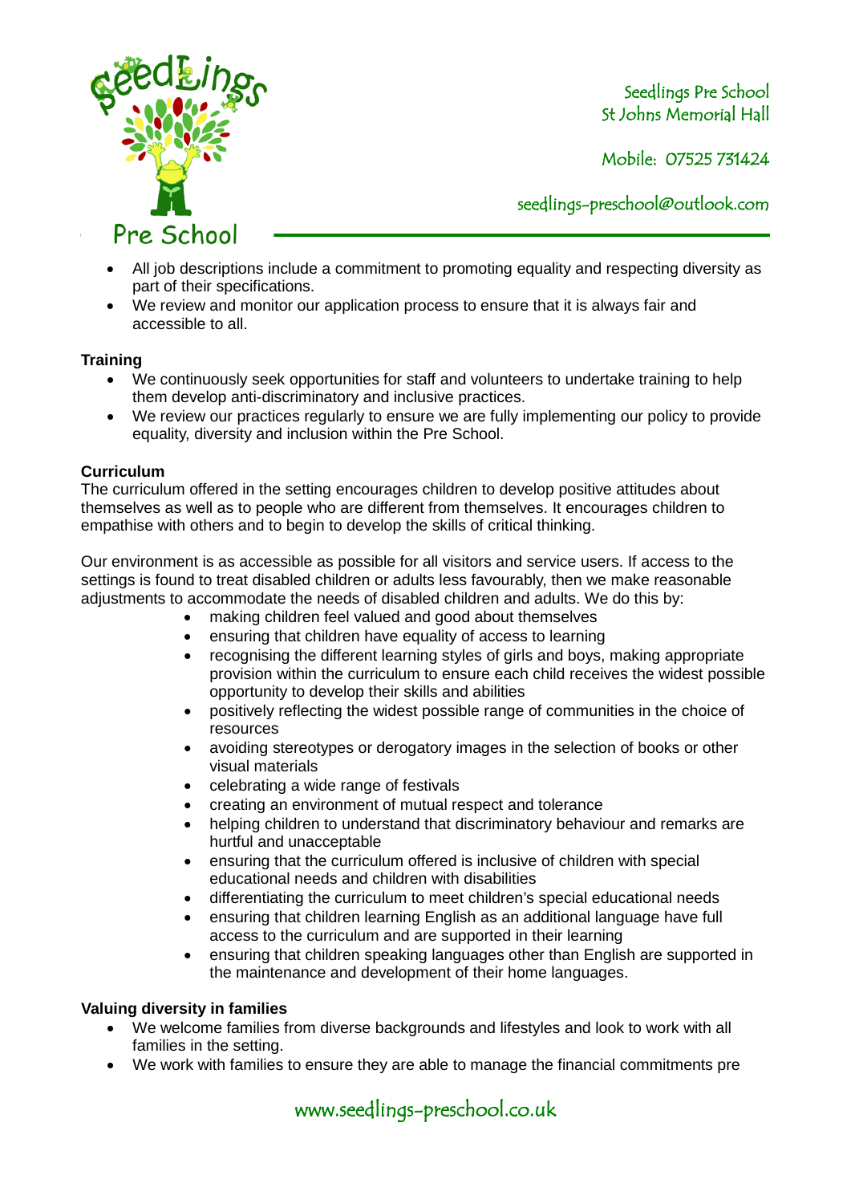- All job descriptions include a commitment to promoting equality and respecting diversity as part of their specifications.
- We review and monitor our application process to ensure that it is always fair and accessible to all.

**Training**

- We continuously seek opportunities for staff and volunteers to undertake training to help them develop anti-discriminatory and inclusive practices.
- We review our practices regularly to ensure we are fully implementing our policy to provide equality, diversity and inclusion within the Pre School.

**Curriculum**

The curriculum offered in the setting encourages children to develop positive attitudes about themselves as well as to people who are different from themselves. It encourages children to empathise with others and to begin to develop the skills of critical thinking.

Our environment is as accessible as possible for all visitors and service users. If access to the settings is found to treat disabled children or adults less favourably, then we make reasonable adjustments to accommodate the needs of disabled children and adults. We do this by:

- making children feel valued and good about themselves
- ensuring that children have equality of access to learning
- recognising the different learning styles of girls and boys, making appropriate provision within the curriculum to ensure each child receives the widest possible opportunity to develop their skills and abilities
- positively reflecting the widest possible range of communities in the choice of resources
- avoiding stereotypes or derogatory images in the selection of books or other visual materials
- celebrating a wide range of festivals
- creating an environment of mutual respect and tolerance
- helping children to understand that discriminatory behaviour and remarks are hurtful and unacceptable
- ensuring that the curriculum offered is inclusive of children with special educational needs and children with disabilities
- differentiating the curriculum to meet children's special educational needs
- ensuring that children learning English as an additional language have full access to the curriculum and are supported in their learning
- ensuring that children speaking languages other than English are supported in the maintenance and development of their home languages.

**Valuing diversity in families**

- We welcome families from diverse backgrounds and lifestyles and look to work with all families in the setting.
- We work with families to ensure they are able to manage the financial commitments pre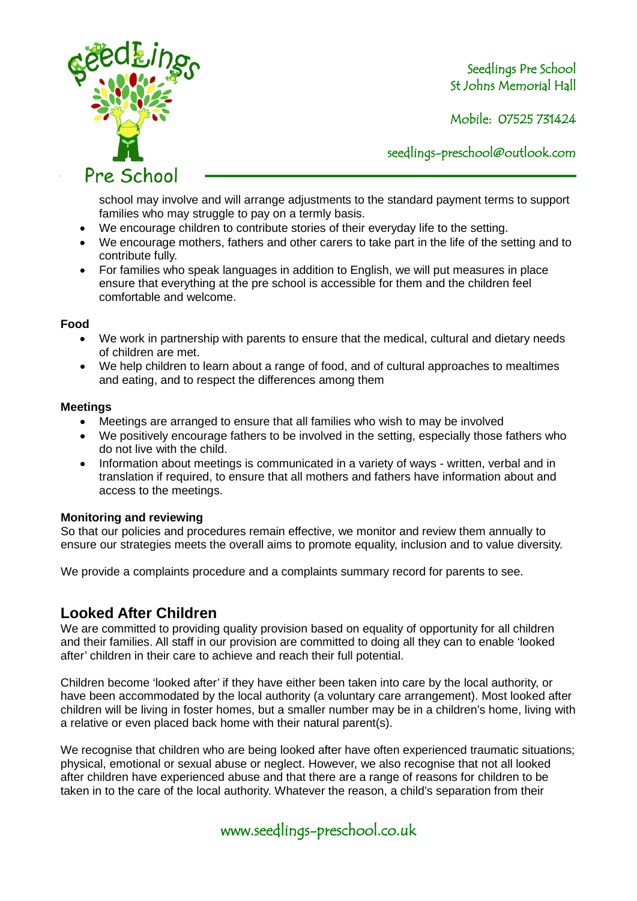school may involve and will arrange adjustments to the standard payment terms to support families who may struggle to pay on a termly basis.

- We encourage children to contribute stories of their everyday life to the setting.
- We encourage mothers, fathers and other carers to take part in the life of the setting and to contribute fully.
- For families who speak languages in addition to English, we will put measures in place ensure that everything at the pre school is accessible for them and the children feel comfortable and welcome.

**Food**

- We work in partnership with parents to ensure that the medical, cultural and dietary needs of children are met.
- We help children to learn about a range of food, and of cultural approaches to mealtimes and eating, and to respect the differences among them

**Meetings**

- Meetings are arranged to ensure that all families who wish to may be involved
- We positively encourage fathers to be involved in the setting, especially those fathers who do not live with the child.
- Information about meetings is communicated in a variety of ways - written, verbal and in translation if required, to ensure that all mothers and fathers have information about and access to the meetings.

**Monitoring and reviewing**

So that our policies and procedures remain effective, we monitor and review them annually to ensure our strategies meets the overall aims to promote equality, inclusion and to value diversity.

We provide a complaints procedure and a complaints summary record for parents to see.

## Looked After Children

We are committed to providing quality provision based on equality of opportunity for all children and their families. All staff in our provision are committed to doing all they can to enable 'looked after' children in their care to achieve and reach their full potential.

Children become 'looked after' if they have either been taken into care by the local authority, or have been accommodated by the local authority (a voluntary care arrangement). Most looked after children will be living in foster homes, but a smaller number may be in a children's home, living with a relative or even placed back home with their natural parent(s).

We recognise that children who are being looked after have often experienced traumatic situations; physical, emotional or sexual abuse or neglect. However, we also recognise that not all looked after children have experienced abuse and that there are a range of reasons for children to be taken in to the care of the local authority. Whatever the reason, a child's separation from their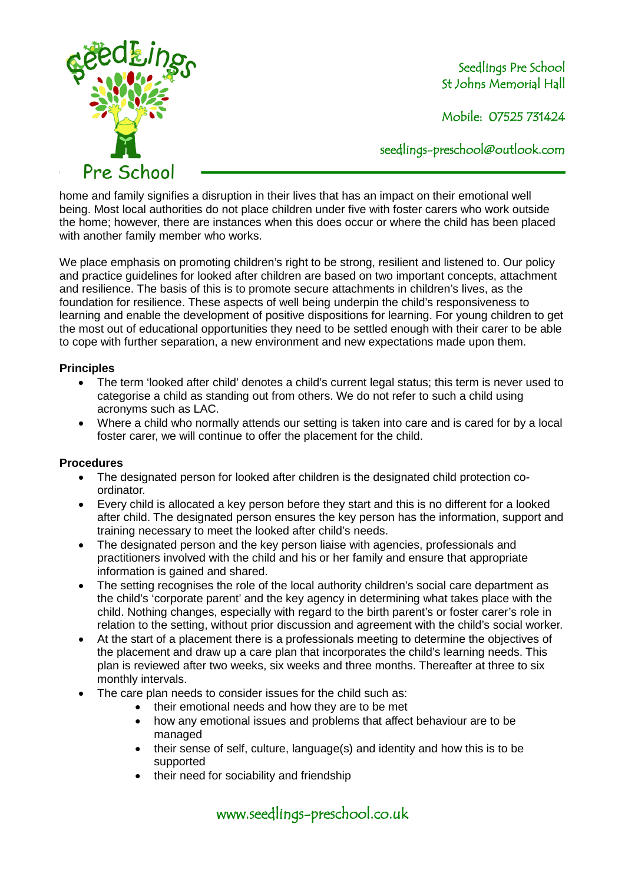home and family signifies a disruption in their lives that has an impact on their emotional well being. Most local authorities do not place children under five with foster carers who work outside the home; however, there are instances when this does occur or where the child has been placed with another family member who works.

We place emphasis on promoting children's right to be strong, resilient and listened to. Our policy and practice guidelines for looked after children are based on two important concepts, attachment and resilience. The basis of this is to promote secure attachments in children's lives, as the foundation for resilience. These aspects of well being underpin the child's responsiveness to learning and enable the development of positive dispositions for learning. For young children to get the most out of educational opportunities they need to be settled enough with their carer to be able to cope with further separation, a new environment and new expectations made upon them.

**Principles**

- The term 'looked after child' denotes a child's current legal status; this term is never used to categorise a child as standing out from others. We do not refer to such a child using acronyms such as LAC.
- Where a child who normally attends our setting is taken into care and is cared for by a local foster carer, we will continue to offer the placement for the child.

**Procedures**

- The designated person for looked after children is the designated child protection co-ordinator.
- Every child is allocated a key person before they start and this is no different for a looked after child. The designated person ensures the key person has the information, support and training necessary to meet the looked after child's needs.
- The designated person and the key person liaise with agencies, professionals and practitioners involved with the child and his or her family and ensure that appropriate information is gained and shared.
- The setting recognises the role of the local authority children's social care department as the child's 'corporate parent' and the key agency in determining what takes place with the child. Nothing changes, especially with regard to the birth parent's or foster carer's role in relation to the setting, without prior discussion and agreement with the child's social worker.
- At the start of a placement there is a professionals meeting to determine the objectives of the placement and draw up a care plan that incorporates the child's learning needs. This plan is reviewed after two weeks, six weeks and three months. Thereafter at three to six monthly intervals.
- The care plan needs to consider issues for the child such as:
    - their emotional needs and how they are to be met
    - how any emotional issues and problems that affect behaviour are to be managed
    - their sense of self, culture, language(s) and identity and how this is to be supported
    - their need for sociability and friendship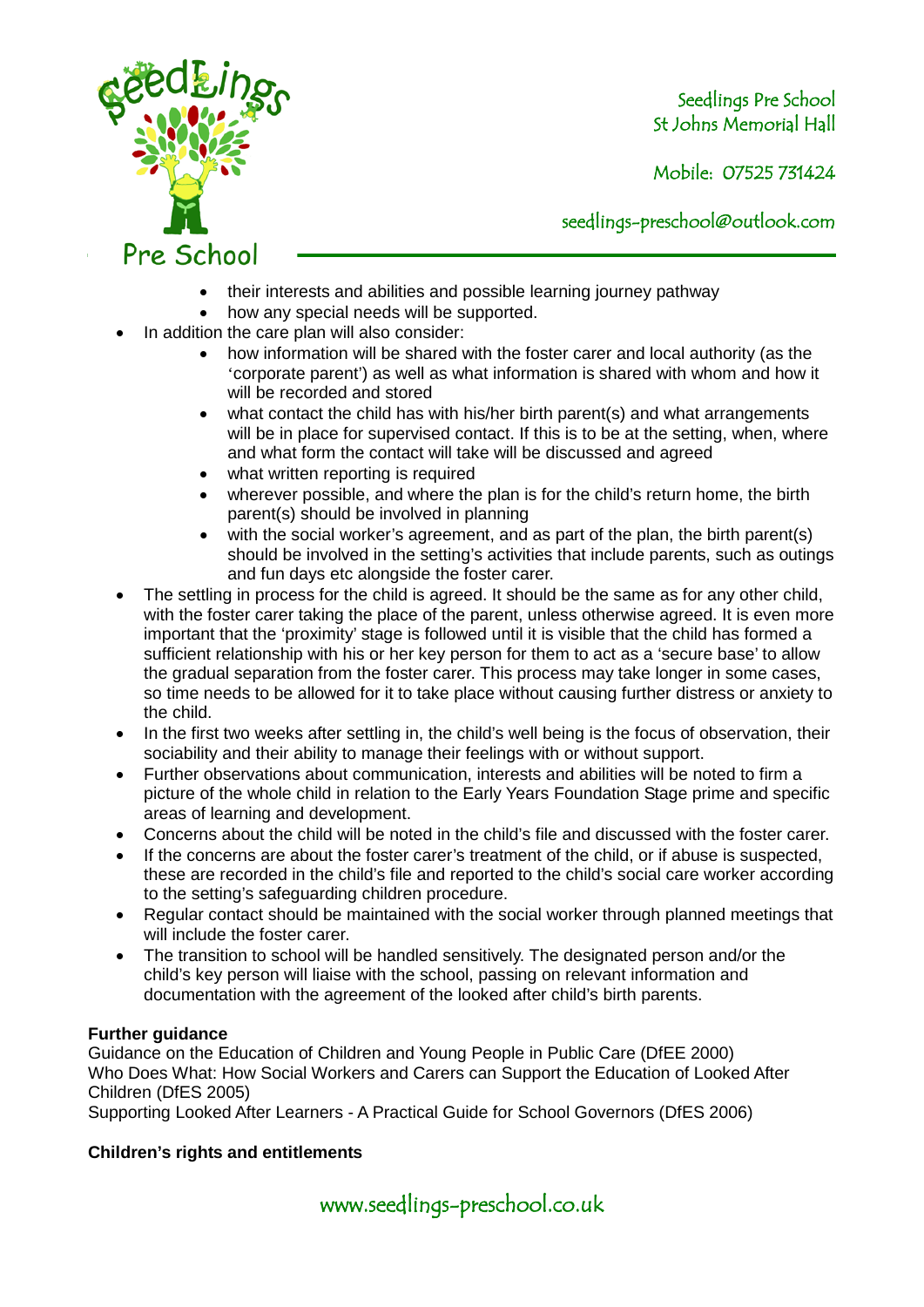- their interests and abilities and possible learning journey pathway
    - how any special needs will be supported.
- In addition the care plan will also consider:
    - how information will be shared with the foster carer and local authority (as the 'corporate parent') as well as what information is shared with whom and how it will be recorded and stored
    - what contact the child has with his/her birth parent(s) and what arrangements will be in place for supervised contact. If this is to be at the setting, when, where and what form the contact will take will be discussed and agreed
    - what written reporting is required
    - wherever possible, and where the plan is for the child's return home, the birth parent(s) should be involved in planning
    - with the social worker's agreement, and as part of the plan, the birth parent(s) should be involved in the setting's activities that include parents, such as outings and fun days etc alongside the foster carer.
- The settling in process for the child is agreed. It should be the same as for any other child, with the foster carer taking the place of the parent, unless otherwise agreed. It is even more important that the 'proximity' stage is followed until it is visible that the child has formed a sufficient relationship with his or her key person for them to act as a 'secure base' to allow the gradual separation from the foster carer. This process may take longer in some cases, so time needs to be allowed for it to take place without causing further distress or anxiety to the child.
- In the first two weeks after settling in, the child's well being is the focus of observation, their sociability and their ability to manage their feelings with or without support.
- Further observations about communication, interests and abilities will be noted to firm a picture of the whole child in relation to the Early Years Foundation Stage prime and specific areas of learning and development.
- Concerns about the child will be noted in the child's file and discussed with the foster carer.
- If the concerns are about the foster carer's treatment of the child, or if abuse is suspected, these are recorded in the child's file and reported to the child's social care worker according to the setting's safeguarding children procedure.
- Regular contact should be maintained with the social worker through planned meetings that will include the foster carer.
- The transition to school will be handled sensitively. The designated person and/or the child's key person will liaise with the school, passing on relevant information and documentation with the agreement of the looked after child's birth parents.

**Further guidance**

Guidance on the Education of Children and Young People in Public Care (DfEE 2000)
Who Does What: How Social Workers and Carers can Support the Education of Looked After Children (DfES 2005)
Supporting Looked After Learners - A Practical Guide for School Governors (DfES 2006)

**Children's rights and entitlements**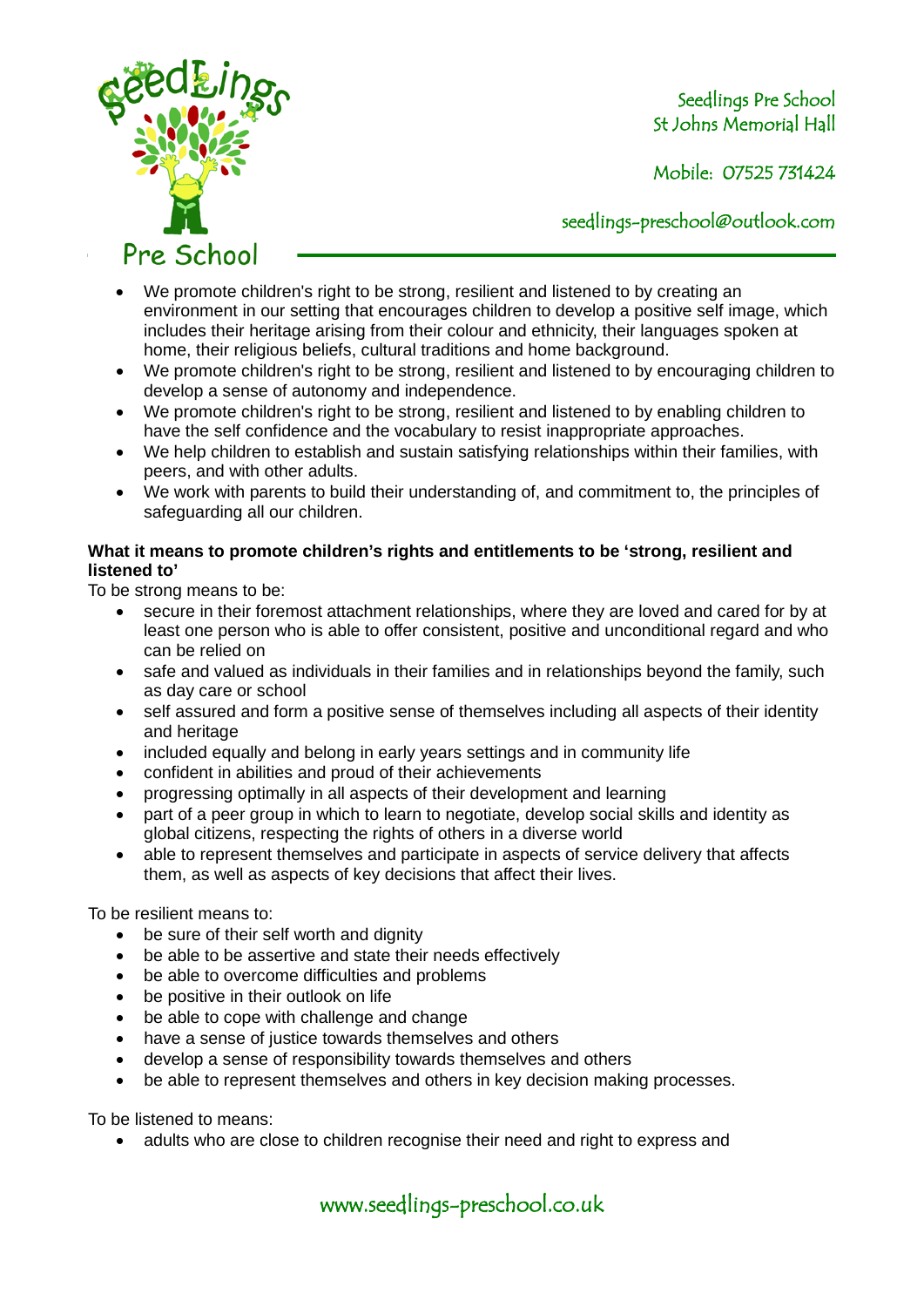- We promote children's right to be strong, resilient and listened to by creating an environment in our setting that encourages children to develop a positive self image, which includes their heritage arising from their colour and ethnicity, their languages spoken at home, their religious beliefs, cultural traditions and home background.
- We promote children's right to be strong, resilient and listened to by encouraging children to develop a sense of autonomy and independence.
- We promote children's right to be strong, resilient and listened to by enabling children to have the self confidence and the vocabulary to resist inappropriate approaches.
- We help children to establish and sustain satisfying relationships within their families, with peers, and with other adults.
- We work with parents to build their understanding of, and commitment to, the principles of safeguarding all our children.

**What it means to promote children's rights and entitlements to be 'strong, resilient and listened to'**

To be strong means to be:

- secure in their foremost attachment relationships, where they are loved and cared for by at least one person who is able to offer consistent, positive and unconditional regard and who can be relied on
- safe and valued as individuals in their families and in relationships beyond the family, such as day care or school
- self assured and form a positive sense of themselves including all aspects of their identity and heritage
- included equally and belong in early years settings and in community life
- confident in abilities and proud of their achievements
- progressing optimally in all aspects of their development and learning
- part of a peer group in which to learn to negotiate, develop social skills and identity as global citizens, respecting the rights of others in a diverse world
- able to represent themselves and participate in aspects of service delivery that affects them, as well as aspects of key decisions that affect their lives.

To be resilient means to:

- be sure of their self worth and dignity
- be able to be assertive and state their needs effectively
- be able to overcome difficulties and problems
- be positive in their outlook on life
- be able to cope with challenge and change
- have a sense of justice towards themselves and others
- develop a sense of responsibility towards themselves and others
- be able to represent themselves and others in key decision making processes.

To be listened to means:

- adults who are close to children recognise their need and right to express and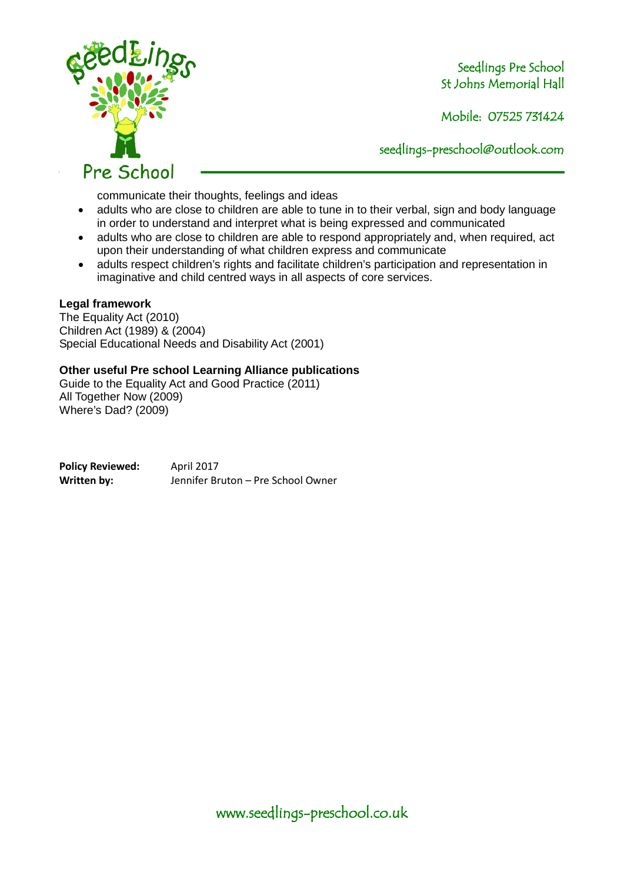communicate their thoughts, feelings and ideas

- adults who are close to children are able to tune in to their verbal, sign and body language in order to understand and interpret what is being expressed and communicated
- adults who are close to children are able to respond appropriately and, when required, act upon their understanding of what children express and communicate
- adults respect children's rights and facilitate children's participation and representation in imaginative and child centred ways in all aspects of core services.

**Legal framework**

The Equality Act (2010)
Children Act (1989) & (2004)
Special Educational Needs and Disability Act (2001)

**Other useful Pre school Learning Alliance publications**

Guide to the Equality Act and Good Practice (2011)
All Together Now (2009)
Where's Dad? (2009)

**Policy Reviewed:** April 2017
**Written by:** Jennifer Bruton – Pre School Owner